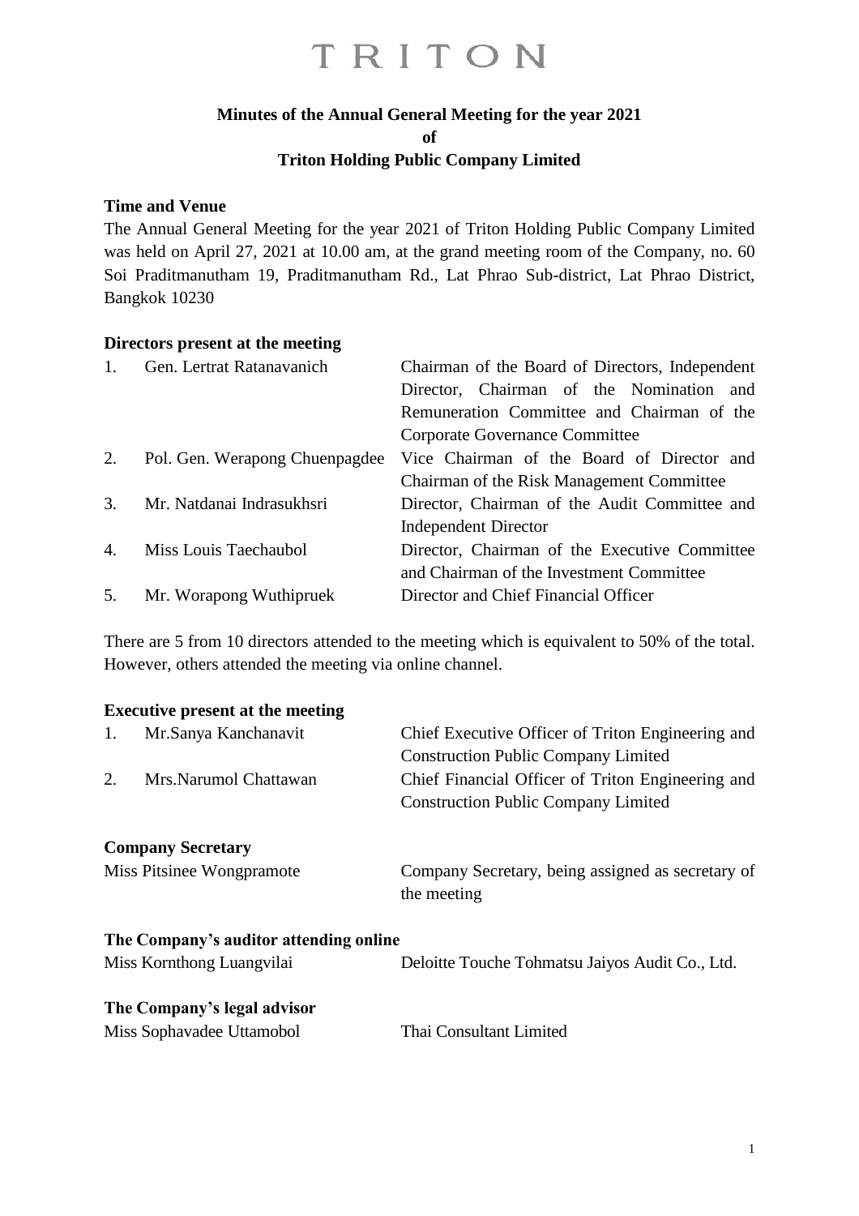TRITON

# Minutes of the Annual General Meeting for the year 2021
# of
# Triton Holding Public Company Limited

**Time and Venue**

The Annual General Meeting for the year 2021 of Triton Holding Public Company Limited was held on April 27, 2021 at 10.00 am, at the grand meeting room of the Company, no. 60 Soi Praditmanutham 19, Praditmanutham Rd., Lat Phrao Sub-district, Lat Phrao District, Bangkok 10230

**Directors present at the meeting**

| | | |
|---|---|---|
| 1. | Gen. Lertrat Ratanavanich | Chairman of the Board of Directors, Independent Director, Chairman of the Nomination and Remuneration Committee and Chairman of the Corporate Governance Committee |
| 2. | Pol. Gen. Werapong Chuenpagdee | Vice Chairman of the Board of Director and Chairman of the Risk Management Committee |
| 3. | Mr. Natdanai Indrasukhsri | Director, Chairman of the Audit Committee and Independent Director |
| 4. | Miss Louis Taechaubol | Director, Chairman of the Executive Committee and Chairman of the Investment Committee |
| 5. | Mr. Worapong Wuthipruek | Director and Chief Financial Officer |

There are 5 from 10 directors attended to the meeting which is equivalent to 50% of the total. However, others attended the meeting via online channel.

**Executive present at the meeting**

| | | |
|---|---|---|
| 1. | Mr.Sanya Kanchanavit | Chief Executive Officer of Triton Engineering and Construction Public Company Limited |
| 2. | Mrs.Narumol Chattawan | Chief Financial Officer of Triton Engineering and Construction Public Company Limited |

**Company Secretary**

| | |
|---|---|
| Miss Pitsinee Wongpramote | Company Secretary, being assigned as secretary of the meeting |

**The Company's auditor attending online**

| | |
|---|---|
| Miss Kornthong Luangvilai | Deloitte Touche Tohmatsu Jaiyos Audit Co., Ltd. |

**The Company's legal advisor**

| | |
|---|---|
| Miss Sophavadee Uttamobol | Thai Consultant Limited |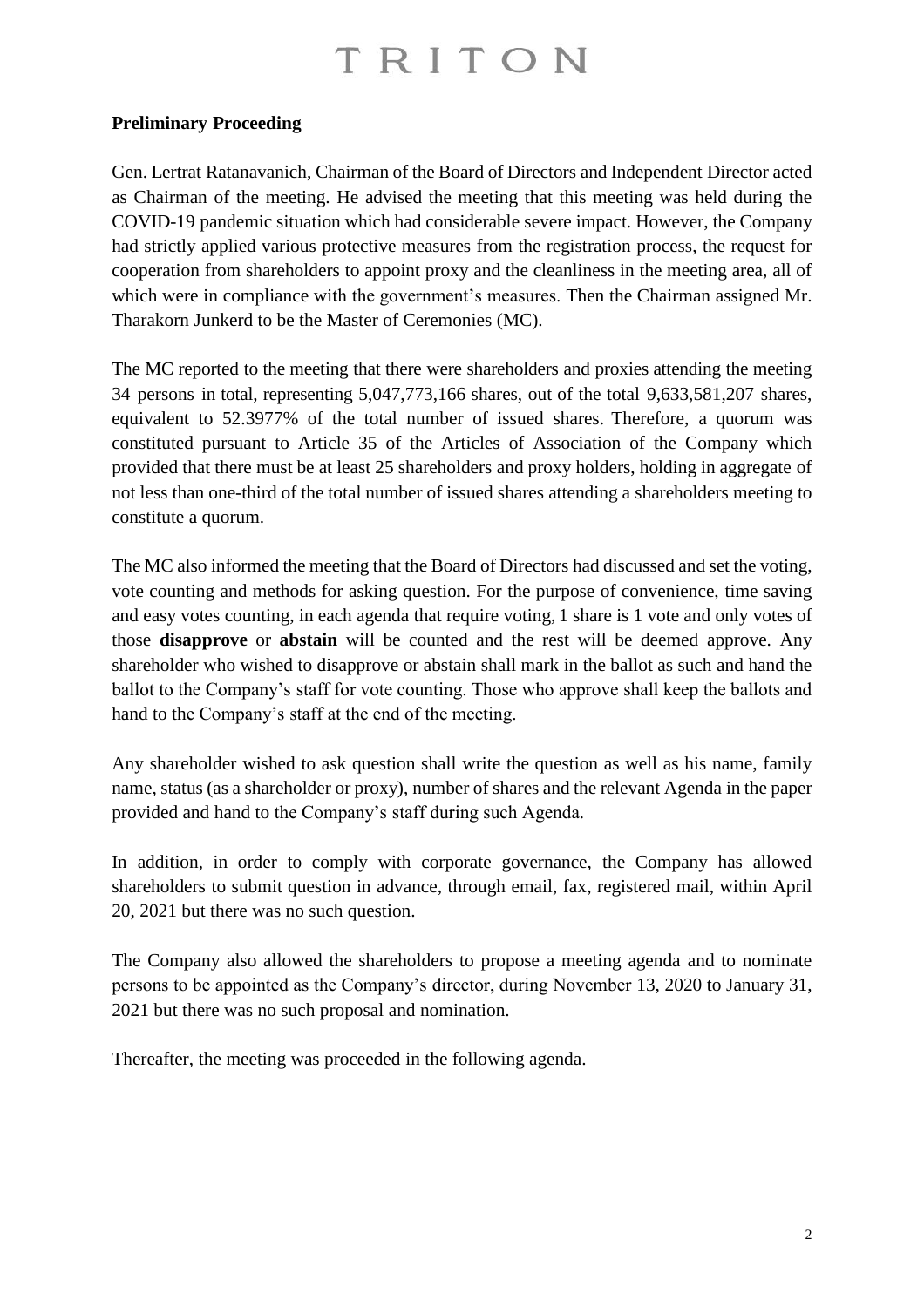**Preliminary Proceeding**

Gen. Lertrat Ratanavanich, Chairman of the Board of Directors and Independent Director acted as Chairman of the meeting. He advised the meeting that this meeting was held during the COVID-19 pandemic situation which had considerable severe impact. However, the Company had strictly applied various protective measures from the registration process, the request for cooperation from shareholders to appoint proxy and the cleanliness in the meeting area, all of which were in compliance with the government's measures. Then the Chairman assigned Mr. Tharakorn Junkerd to be the Master of Ceremonies (MC).

The MC reported to the meeting that there were shareholders and proxies attending the meeting 34 persons in total, representing 5,047,773,166 shares, out of the total 9,633,581,207 shares, equivalent to 52.3977% of the total number of issued shares. Therefore, a quorum was constituted pursuant to Article 35 of the Articles of Association of the Company which provided that there must be at least 25 shareholders and proxy holders, holding in aggregate of not less than one-third of the total number of issued shares attending a shareholders meeting to constitute a quorum.

The MC also informed the meeting that the Board of Directors had discussed and set the voting, vote counting and methods for asking question. For the purpose of convenience, time saving and easy votes counting, in each agenda that require voting, 1 share is 1 vote and only votes of those **disapprove** or **abstain** will be counted and the rest will be deemed approve. Any shareholder who wished to disapprove or abstain shall mark in the ballot as such and hand the ballot to the Company's staff for vote counting. Those who approve shall keep the ballots and hand to the Company's staff at the end of the meeting.

Any shareholder wished to ask question shall write the question as well as his name, family name, status (as a shareholder or proxy), number of shares and the relevant Agenda in the paper provided and hand to the Company's staff during such Agenda.

In addition, in order to comply with corporate governance, the Company has allowed shareholders to submit question in advance, through email, fax, registered mail, within April 20, 2021 but there was no such question.

The Company also allowed the shareholders to propose a meeting agenda and to nominate persons to be appointed as the Company's director, during November 13, 2020 to January 31, 2021 but there was no such proposal and nomination.

Thereafter, the meeting was proceeded in the following agenda.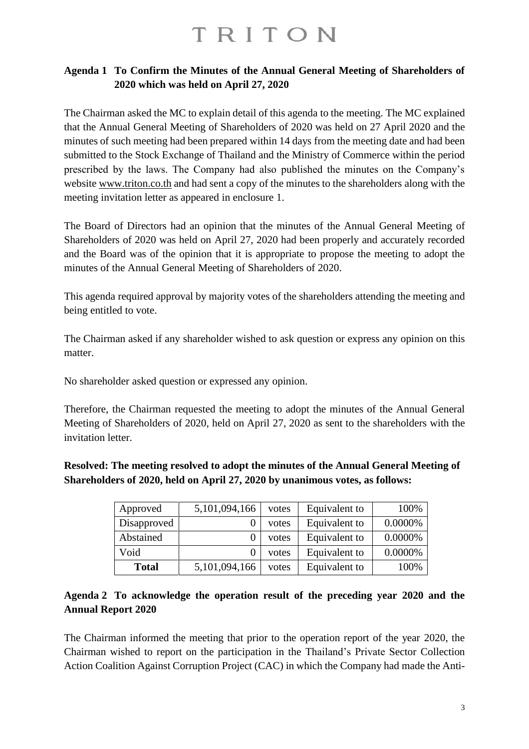**Agenda 1 To Confirm the Minutes of the Annual General Meeting of Shareholders of 2020 which was held on April 27, 2020**

The Chairman asked the MC to explain detail of this agenda to the meeting. The MC explained that the Annual General Meeting of Shareholders of 2020 was held on 27 April 2020 and the minutes of such meeting had been prepared within 14 days from the meeting date and had been submitted to the Stock Exchange of Thailand and the Ministry of Commerce within the period prescribed by the laws. The Company had also published the minutes on the Company's website www.triton.co.th and had sent a copy of the minutes to the shareholders along with the meeting invitation letter as appeared in enclosure 1.

The Board of Directors had an opinion that the minutes of the Annual General Meeting of Shareholders of 2020 was held on April 27, 2020 had been properly and accurately recorded and the Board was of the opinion that it is appropriate to propose the meeting to adopt the minutes of the Annual General Meeting of Shareholders of 2020.

This agenda required approval by majority votes of the shareholders attending the meeting and being entitled to vote.

The Chairman asked if any shareholder wished to ask question or express any opinion on this matter.

No shareholder asked question or expressed any opinion.

Therefore, the Chairman requested the meeting to adopt the minutes of the Annual General Meeting of Shareholders of 2020, held on April 27, 2020 as sent to the shareholders with the invitation letter.

**Resolved: The meeting resolved to adopt the minutes of the Annual General Meeting of Shareholders of 2020, held on April 27, 2020 by unanimous votes, as follows:**

| | | | | |
|---|---|---|---|---|
| Approved | 5,101,094,166 | votes | Equivalent to | 100% |
| Disapproved | 0 | votes | Equivalent to | 0.0000% |
| Abstained | 0 | votes | Equivalent to | 0.0000% |
| Void | 0 | votes | Equivalent to | 0.0000% |
| **Total** | 5,101,094,166 | votes | Equivalent to | 100% |

**Agenda 2 To acknowledge the operation result of the preceding year 2020 and the Annual Report 2020**

The Chairman informed the meeting that prior to the operation report of the year 2020, the Chairman wished to report on the participation in the Thailand's Private Sector Collection Action Coalition Against Corruption Project (CAC) in which the Company had made the Anti-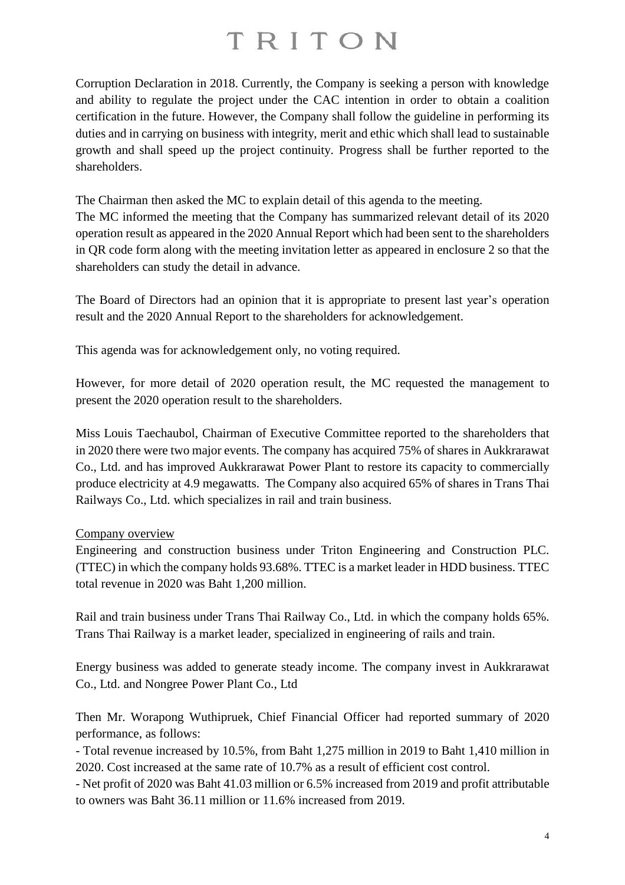Corruption Declaration in 2018. Currently, the Company is seeking a person with knowledge and ability to regulate the project under the CAC intention in order to obtain a coalition certification in the future. However, the Company shall follow the guideline in performing its duties and in carrying on business with integrity, merit and ethic which shall lead to sustainable growth and shall speed up the project continuity. Progress shall be further reported to the shareholders.

The Chairman then asked the MC to explain detail of this agenda to the meeting.
The MC informed the meeting that the Company has summarized relevant detail of its 2020 operation result as appeared in the 2020 Annual Report which had been sent to the shareholders in QR code form along with the meeting invitation letter as appeared in enclosure 2 so that the shareholders can study the detail in advance.

The Board of Directors had an opinion that it is appropriate to present last year's operation result and the 2020 Annual Report to the shareholders for acknowledgement.

This agenda was for acknowledgement only, no voting required.

However, for more detail of 2020 operation result, the MC requested the management to present the 2020 operation result to the shareholders.

Miss Louis Taechaubol, Chairman of Executive Committee reported to the shareholders that in 2020 there were two major events. The company has acquired 75% of shares in Aukkrarawat Co., Ltd. and has improved Aukkrarawat Power Plant to restore its capacity to commercially produce electricity at 4.9 megawatts. The Company also acquired 65% of shares in Trans Thai Railways Co., Ltd. which specializes in rail and train business.

<u>Company overview</u>
Engineering and construction business under Triton Engineering and Construction PLC. (TTEC) in which the company holds 93.68%. TTEC is a market leader in HDD business. TTEC total revenue in 2020 was Baht 1,200 million.

Rail and train business under Trans Thai Railway Co., Ltd. in which the company holds 65%. Trans Thai Railway is a market leader, specialized in engineering of rails and train.

Energy business was added to generate steady income. The company invest in Aukkrarawat Co., Ltd. and Nongree Power Plant Co., Ltd

Then Mr. Worapong Wuthipruek, Chief Financial Officer had reported summary of 2020 performance, as follows:
- Total revenue increased by 10.5%, from Baht 1,275 million in 2019 to Baht 1,410 million in 2020. Cost increased at the same rate of 10.7% as a result of efficient cost control.
- Net profit of 2020 was Baht 41.03 million or 6.5% increased from 2019 and profit attributable to owners was Baht 36.11 million or 11.6% increased from 2019.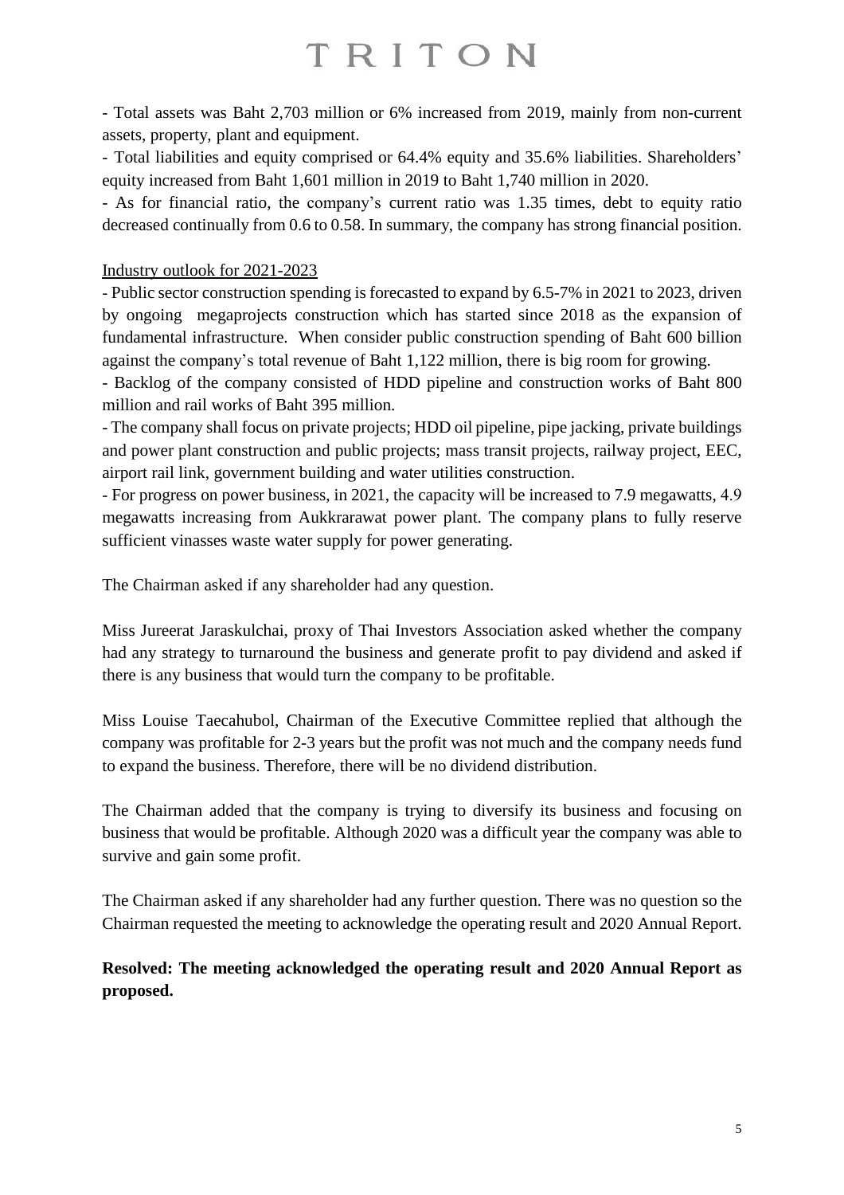- Total assets was Baht 2,703 million or 6% increased from 2019, mainly from non-current assets, property, plant and equipment.

- Total liabilities and equity comprised or 64.4% equity and 35.6% liabilities. Shareholders' equity increased from Baht 1,601 million in 2019 to Baht 1,740 million in 2020.

- As for financial ratio, the company's current ratio was 1.35 times, debt to equity ratio decreased continually from 0.6 to 0.58. In summary, the company has strong financial position.

Industry outlook for 2021-2023

- Public sector construction spending is forecasted to expand by 6.5-7% in 2021 to 2023, driven by ongoing megaprojects construction which has started since 2018 as the expansion of fundamental infrastructure. When consider public construction spending of Baht 600 billion against the company's total revenue of Baht 1,122 million, there is big room for growing.

- Backlog of the company consisted of HDD pipeline and construction works of Baht 800 million and rail works of Baht 395 million.

- The company shall focus on private projects; HDD oil pipeline, pipe jacking, private buildings and power plant construction and public projects; mass transit projects, railway project, EEC, airport rail link, government building and water utilities construction.

- For progress on power business, in 2021, the capacity will be increased to 7.9 megawatts, 4.9 megawatts increasing from Aukkrarawat power plant. The company plans to fully reserve sufficient vinasses waste water supply for power generating.

The Chairman asked if any shareholder had any question.

Miss Jureerat Jaraskulchai, proxy of Thai Investors Association asked whether the company had any strategy to turnaround the business and generate profit to pay dividend and asked if there is any business that would turn the company to be profitable.

Miss Louise Taecahubol, Chairman of the Executive Committee replied that although the company was profitable for 2-3 years but the profit was not much and the company needs fund to expand the business. Therefore, there will be no dividend distribution.

The Chairman added that the company is trying to diversify its business and focusing on business that would be profitable. Although 2020 was a difficult year the company was able to survive and gain some profit.

The Chairman asked if any shareholder had any further question. There was no question so the Chairman requested the meeting to acknowledge the operating result and 2020 Annual Report.

**Resolved: The meeting acknowledged the operating result and 2020 Annual Report as proposed.**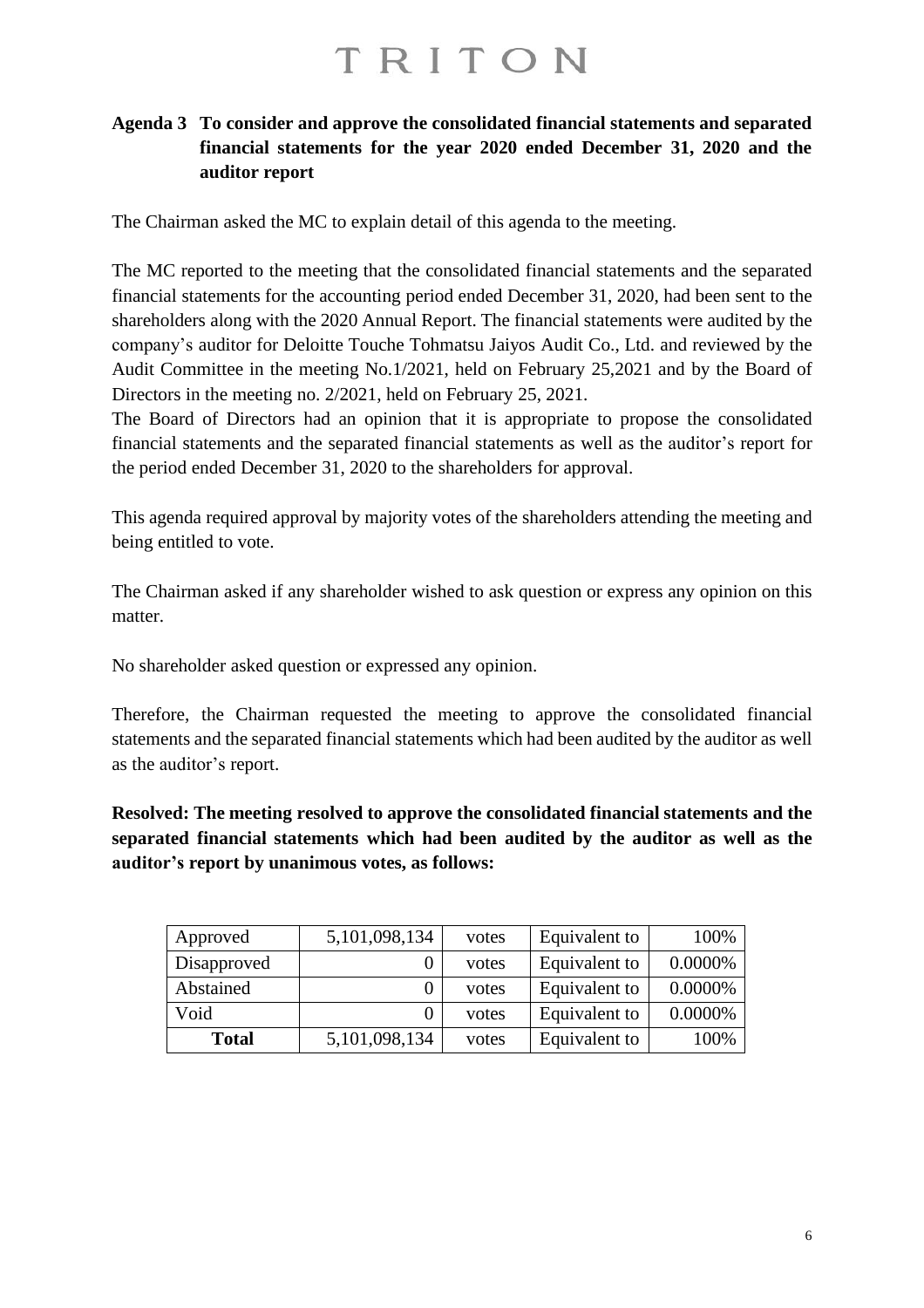## Agenda 3 To consider and approve the consolidated financial statements and separated financial statements for the year 2020 ended December 31, 2020 and the auditor report

The Chairman asked the MC to explain detail of this agenda to the meeting.

The MC reported to the meeting that the consolidated financial statements and the separated financial statements for the accounting period ended December 31, 2020, had been sent to the shareholders along with the 2020 Annual Report. The financial statements were audited by the company's auditor for Deloitte Touche Tohmatsu Jaiyos Audit Co., Ltd. and reviewed by the Audit Committee in the meeting No.1/2021, held on February 25,2021 and by the Board of Directors in the meeting no. 2/2021, held on February 25, 2021.
The Board of Directors had an opinion that it is appropriate to propose the consolidated financial statements and the separated financial statements as well as the auditor's report for the period ended December 31, 2020 to the shareholders for approval.

This agenda required approval by majority votes of the shareholders attending the meeting and being entitled to vote.

The Chairman asked if any shareholder wished to ask question or express any opinion on this matter.

No shareholder asked question or expressed any opinion.

Therefore, the Chairman requested the meeting to approve the consolidated financial statements and the separated financial statements which had been audited by the auditor as well as the auditor's report.

**Resolved: The meeting resolved to approve the consolidated financial statements and the separated financial statements which had been audited by the auditor as well as the auditor's report by unanimous votes, as follows:**

| Approved | 5,101,098,134 | votes | Equivalent to | 100% |
|---|---|---|---|---|
| Disapproved | 0 | votes | Equivalent to | 0.0000% |
| Abstained | 0 | votes | Equivalent to | 0.0000% |
| Void | 0 | votes | Equivalent to | 0.0000% |
| **Total** | 5,101,098,134 | votes | Equivalent to | 100% |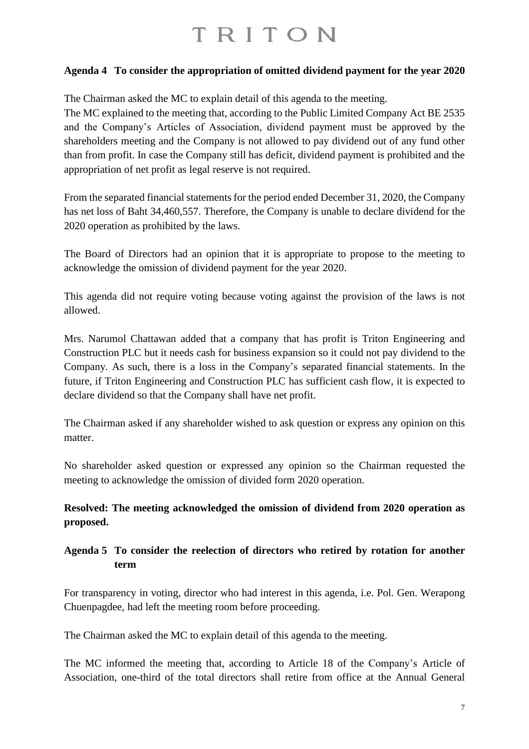**Agenda 4 To consider the appropriation of omitted dividend payment for the year 2020**

The Chairman asked the MC to explain detail of this agenda to the meeting.
The MC explained to the meeting that, according to the Public Limited Company Act BE 2535 and the Company's Articles of Association, dividend payment must be approved by the shareholders meeting and the Company is not allowed to pay dividend out of any fund other than from profit. In case the Company still has deficit, dividend payment is prohibited and the appropriation of net profit as legal reserve is not required.

From the separated financial statements for the period ended December 31, 2020, the Company has net loss of Baht 34,460,557. Therefore, the Company is unable to declare dividend for the 2020 operation as prohibited by the laws.

The Board of Directors had an opinion that it is appropriate to propose to the meeting to acknowledge the omission of dividend payment for the year 2020.

This agenda did not require voting because voting against the provision of the laws is not allowed.

Mrs. Narumol Chattawan added that a company that has profit is Triton Engineering and Construction PLC but it needs cash for business expansion so it could not pay dividend to the Company. As such, there is a loss in the Company's separated financial statements. In the future, if Triton Engineering and Construction PLC has sufficient cash flow, it is expected to declare dividend so that the Company shall have net profit.

The Chairman asked if any shareholder wished to ask question or express any opinion on this matter.

No shareholder asked question or expressed any opinion so the Chairman requested the meeting to acknowledge the omission of divided form 2020 operation.

**Resolved: The meeting acknowledged the omission of dividend from 2020 operation as proposed.**

**Agenda 5 To consider the reelection of directors who retired by rotation for another term**

For transparency in voting, director who had interest in this agenda, i.e. Pol. Gen. Werapong Chuenpagdee, had left the meeting room before proceeding.

The Chairman asked the MC to explain detail of this agenda to the meeting.

The MC informed the meeting that, according to Article 18 of the Company's Article of Association, one-third of the total directors shall retire from office at the Annual General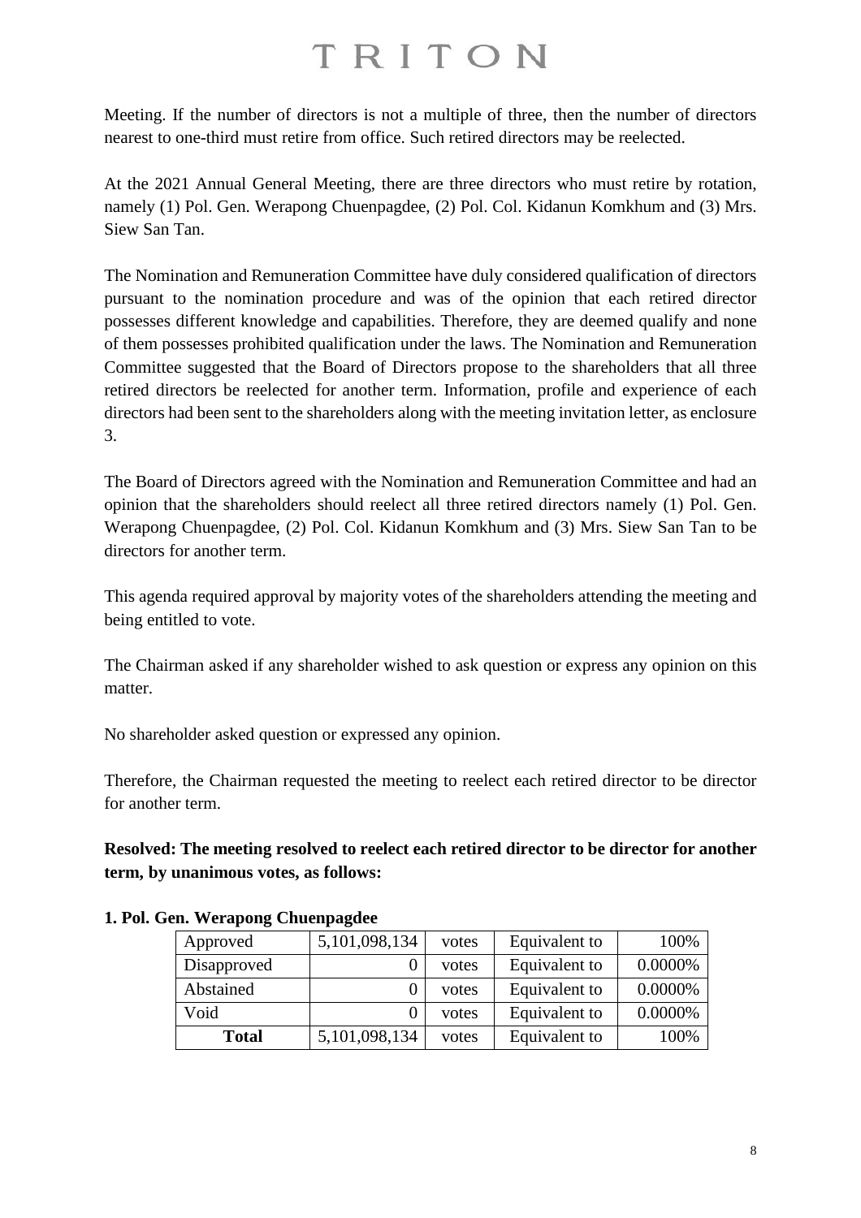Meeting. If the number of directors is not a multiple of three, then the number of directors nearest to one-third must retire from office. Such retired directors may be reelected.

At the 2021 Annual General Meeting, there are three directors who must retire by rotation, namely (1) Pol. Gen. Werapong Chuenpagdee, (2) Pol. Col. Kidanun Komkhum and (3) Mrs. Siew San Tan.

The Nomination and Remuneration Committee have duly considered qualification of directors pursuant to the nomination procedure and was of the opinion that each retired director possesses different knowledge and capabilities. Therefore, they are deemed qualify and none of them possesses prohibited qualification under the laws. The Nomination and Remuneration Committee suggested that the Board of Directors propose to the shareholders that all three retired directors be reelected for another term. Information, profile and experience of each directors had been sent to the shareholders along with the meeting invitation letter, as enclosure 3.

The Board of Directors agreed with the Nomination and Remuneration Committee and had an opinion that the shareholders should reelect all three retired directors namely (1) Pol. Gen. Werapong Chuenpagdee, (2) Pol. Col. Kidanun Komkhum and (3) Mrs. Siew San Tan to be directors for another term.

This agenda required approval by majority votes of the shareholders attending the meeting and being entitled to vote.

The Chairman asked if any shareholder wished to ask question or express any opinion on this matter.

No shareholder asked question or expressed any opinion.

Therefore, the Chairman requested the meeting to reelect each retired director to be director for another term.

**Resolved: The meeting resolved to reelect each retired director to be director for another term, by unanimous votes, as follows:**

**1. Pol. Gen. Werapong Chuenpagdee**

| Approved | 5,101,098,134 | votes | Equivalent to | 100% |
|---|---|---|---|---|
| Disapproved | 0 | votes | Equivalent to | 0.0000% |
| Abstained | 0 | votes | Equivalent to | 0.0000% |
| Void | 0 | votes | Equivalent to | 0.0000% |
| **Total** | 5,101,098,134 | votes | Equivalent to | 100% |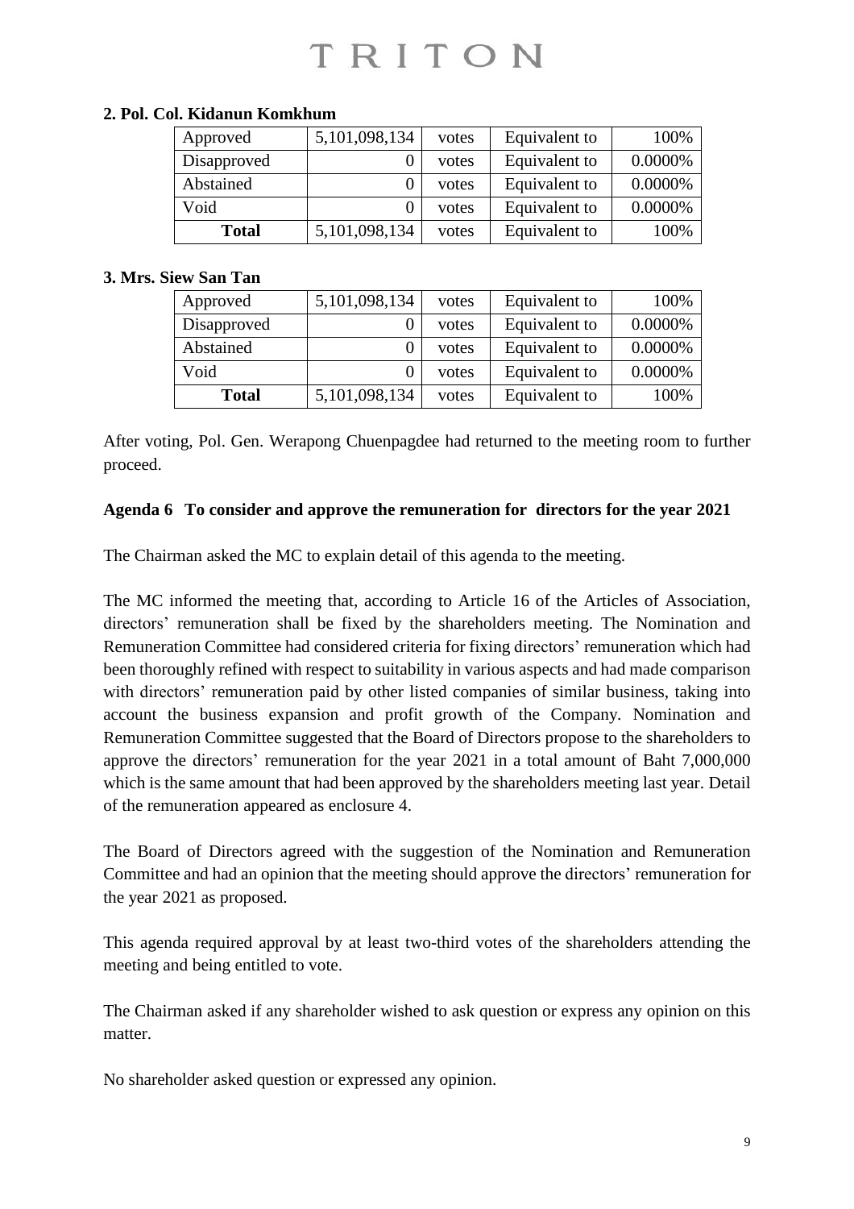**2. Pol. Col. Kidanun Komkhum**

| Approved | 5,101,098,134 | votes | Equivalent to | 100% |
|---|---|---|---|---|
| Disapproved | 0 | votes | Equivalent to | 0.0000% |
| Abstained | 0 | votes | Equivalent to | 0.0000% |
| Void | 0 | votes | Equivalent to | 0.0000% |
| **Total** | 5,101,098,134 | votes | Equivalent to | 100% |

**3. Mrs. Siew San Tan**

| Approved | 5,101,098,134 | votes | Equivalent to | 100% |
|---|---|---|---|---|
| Disapproved | 0 | votes | Equivalent to | 0.0000% |
| Abstained | 0 | votes | Equivalent to | 0.0000% |
| Void | 0 | votes | Equivalent to | 0.0000% |
| **Total** | 5,101,098,134 | votes | Equivalent to | 100% |

After voting, Pol. Gen. Werapong Chuenpagdee had returned to the meeting room to further proceed.

**Agenda 6 To consider and approve the remuneration for directors for the year 2021**

The Chairman asked the MC to explain detail of this agenda to the meeting.

The MC informed the meeting that, according to Article 16 of the Articles of Association, directors' remuneration shall be fixed by the shareholders meeting. The Nomination and Remuneration Committee had considered criteria for fixing directors' remuneration which had been thoroughly refined with respect to suitability in various aspects and had made comparison with directors' remuneration paid by other listed companies of similar business, taking into account the business expansion and profit growth of the Company. Nomination and Remuneration Committee suggested that the Board of Directors propose to the shareholders to approve the directors' remuneration for the year 2021 in a total amount of Baht 7,000,000 which is the same amount that had been approved by the shareholders meeting last year. Detail of the remuneration appeared as enclosure 4.

The Board of Directors agreed with the suggestion of the Nomination and Remuneration Committee and had an opinion that the meeting should approve the directors' remuneration for the year 2021 as proposed.

This agenda required approval by at least two-third votes of the shareholders attending the meeting and being entitled to vote.

The Chairman asked if any shareholder wished to ask question or express any opinion on this matter.

No shareholder asked question or expressed any opinion.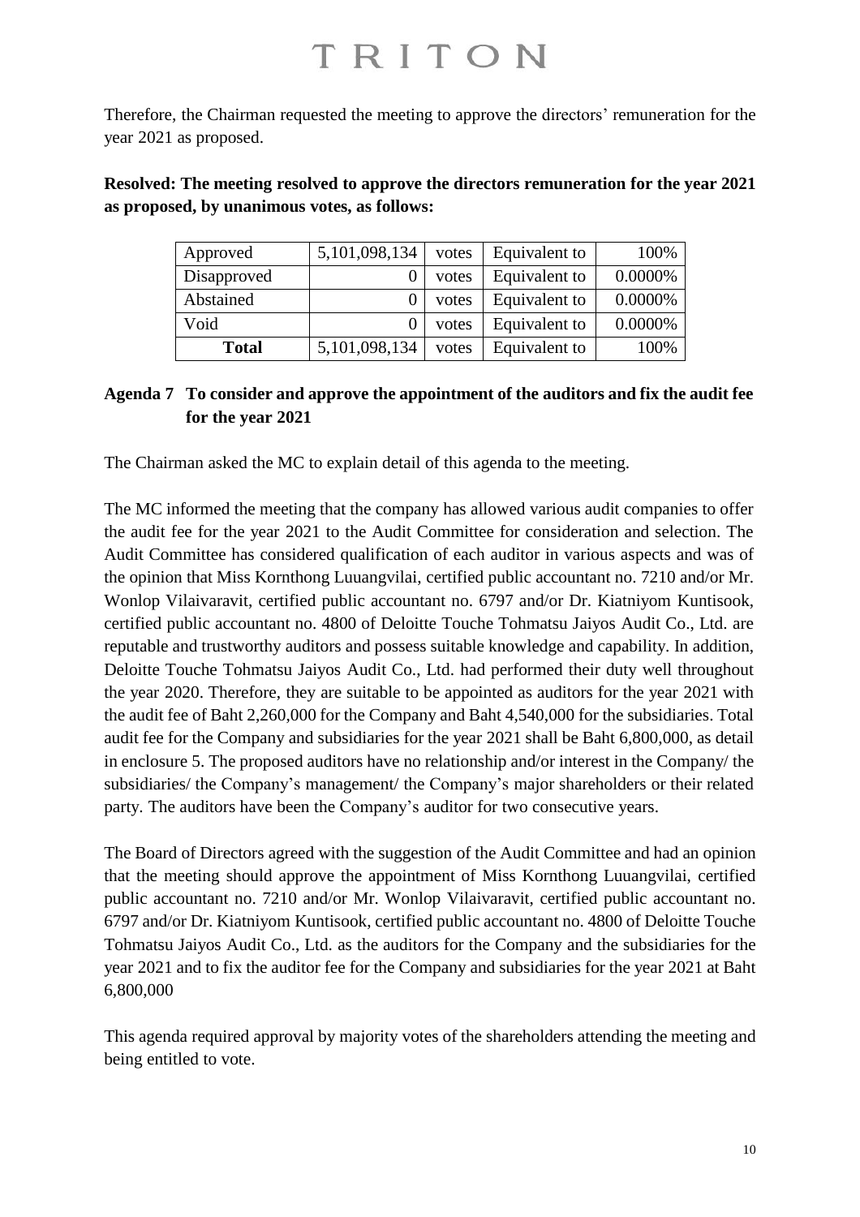Therefore, the Chairman requested the meeting to approve the directors' remuneration for the year 2021 as proposed.

**Resolved: The meeting resolved to approve the directors remuneration for the year 2021 as proposed, by unanimous votes, as follows:**

| | | | | |
|---|---|---|---|---|
| Approved | 5,101,098,134 | votes | Equivalent to | 100% |
| Disapproved | 0 | votes | Equivalent to | 0.0000% |
| Abstained | 0 | votes | Equivalent to | 0.0000% |
| Void | 0 | votes | Equivalent to | 0.0000% |
| **Total** | 5,101,098,134 | votes | Equivalent to | 100% |

### Agenda 7 To consider and approve the appointment of the auditors and fix the audit fee for the year 2021

The Chairman asked the MC to explain detail of this agenda to the meeting.

The MC informed the meeting that the company has allowed various audit companies to offer the audit fee for the year 2021 to the Audit Committee for consideration and selection. The Audit Committee has considered qualification of each auditor in various aspects and was of the opinion that Miss Kornthong Luuangvilai, certified public accountant no. 7210 and/or Mr. Wonlop Vilaivaravit, certified public accountant no. 6797 and/or Dr. Kiatniyom Kuntisook, certified public accountant no. 4800 of Deloitte Touche Tohmatsu Jaiyos Audit Co., Ltd. are reputable and trustworthy auditors and possess suitable knowledge and capability. In addition, Deloitte Touche Tohmatsu Jaiyos Audit Co., Ltd. had performed their duty well throughout the year 2020. Therefore, they are suitable to be appointed as auditors for the year 2021 with the audit fee of Baht 2,260,000 for the Company and Baht 4,540,000 for the subsidiaries. Total audit fee for the Company and subsidiaries for the year 2021 shall be Baht 6,800,000, as detail in enclosure 5. The proposed auditors have no relationship and/or interest in the Company/ the subsidiaries/ the Company's management/ the Company's major shareholders or their related party. The auditors have been the Company's auditor for two consecutive years.

The Board of Directors agreed with the suggestion of the Audit Committee and had an opinion that the meeting should approve the appointment of Miss Kornthong Luuangvilai, certified public accountant no. 7210 and/or Mr. Wonlop Vilaivaravit, certified public accountant no. 6797 and/or Dr. Kiatniyom Kuntisook, certified public accountant no. 4800 of Deloitte Touche Tohmatsu Jaiyos Audit Co., Ltd. as the auditors for the Company and the subsidiaries for the year 2021 and to fix the auditor fee for the Company and subsidiaries for the year 2021 at Baht 6,800,000

This agenda required approval by majority votes of the shareholders attending the meeting and being entitled to vote.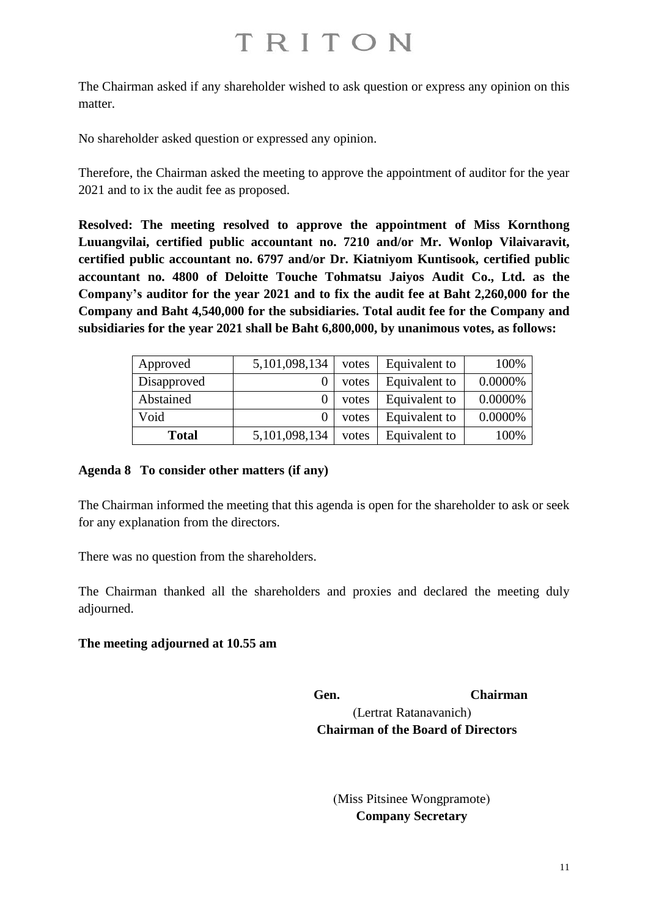The Chairman asked if any shareholder wished to ask question or express any opinion on this matter.

No shareholder asked question or expressed any opinion.

Therefore, the Chairman asked the meeting to approve the appointment of auditor for the year 2021 and to ix the audit fee as proposed.

**Resolved: The meeting resolved to approve the appointment of Miss Kornthong Luuangvilai, certified public accountant no. 7210 and/or Mr. Wonlop Vilaivaravit, certified public accountant no. 6797 and/or Dr. Kiatniyom Kuntisook, certified public accountant no. 4800 of Deloitte Touche Tohmatsu Jaiyos Audit Co., Ltd. as the Company's auditor for the year 2021 and to fix the audit fee at Baht 2,260,000 for the Company and Baht 4,540,000 for the subsidiaries. Total audit fee for the Company and subsidiaries for the year 2021 shall be Baht 6,800,000, by unanimous votes, as follows:**

| | | | | |
|---|---|---|---|---|
| Approved | 5,101,098,134 | votes | Equivalent to | 100% |
| Disapproved | 0 | votes | Equivalent to | 0.0000% |
| Abstained | 0 | votes | Equivalent to | 0.0000% |
| Void | 0 | votes | Equivalent to | 0.0000% |
| **Total** | 5,101,098,134 | votes | Equivalent to | 100% |

**Agenda 8 To consider other matters (if any)**

The Chairman informed the meeting that this agenda is open for the shareholder to ask or seek for any explanation from the directors.

There was no question from the shareholders.

The Chairman thanked all the shareholders and proxies and declared the meeting duly adjourned.

**The meeting adjourned at 10.55 am**

**Gen. Chairman**
(Lertrat Ratanavanich)
**Chairman of the Board of Directors**

(Miss Pitsinee Wongpramote)
**Company Secretary**